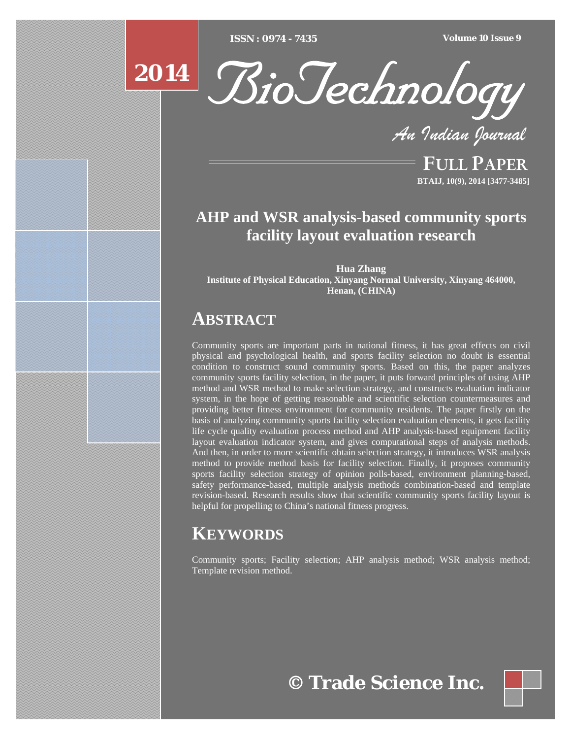# AHP and WSR analysis-based community sports facility layout evaluation research

**Hua Zhang**
**Institute of Physical Education, Xinyang Normal University, Xinyang 464000, Henan, (CHINA)**

## ABSTRACT

Community sports are important parts in national fitness, it has great effects on civil physical and psychological health, and sports facility selection no doubt is essential condition to construct sound community sports. Based on this, the paper analyzes community sports facility selection, in the paper, it puts forward principles of using AHP method and WSR method to make selection strategy, and constructs evaluation indicator system, in the hope of getting reasonable and scientific selection countermeasures and providing better fitness environment for community residents. The paper firstly on the basis of analyzing community sports facility selection evaluation elements, it gets facility life cycle quality evaluation process method and AHP analysis-based equipment facility layout evaluation indicator system, and gives computational steps of analysis methods. And then, in order to more scientific obtain selection strategy, it introduces WSR analysis method to provide method basis for facility selection. Finally, it proposes community sports facility selection strategy of opinion polls-based, environment planning-based, safety performance-based, multiple analysis methods combination-based and template revision-based. Research results show that scientific community sports facility layout is helpful for propelling to China's national fitness progress.

## KEYWORDS

Community sports; Facility selection; AHP analysis method; WSR analysis method; Template revision method.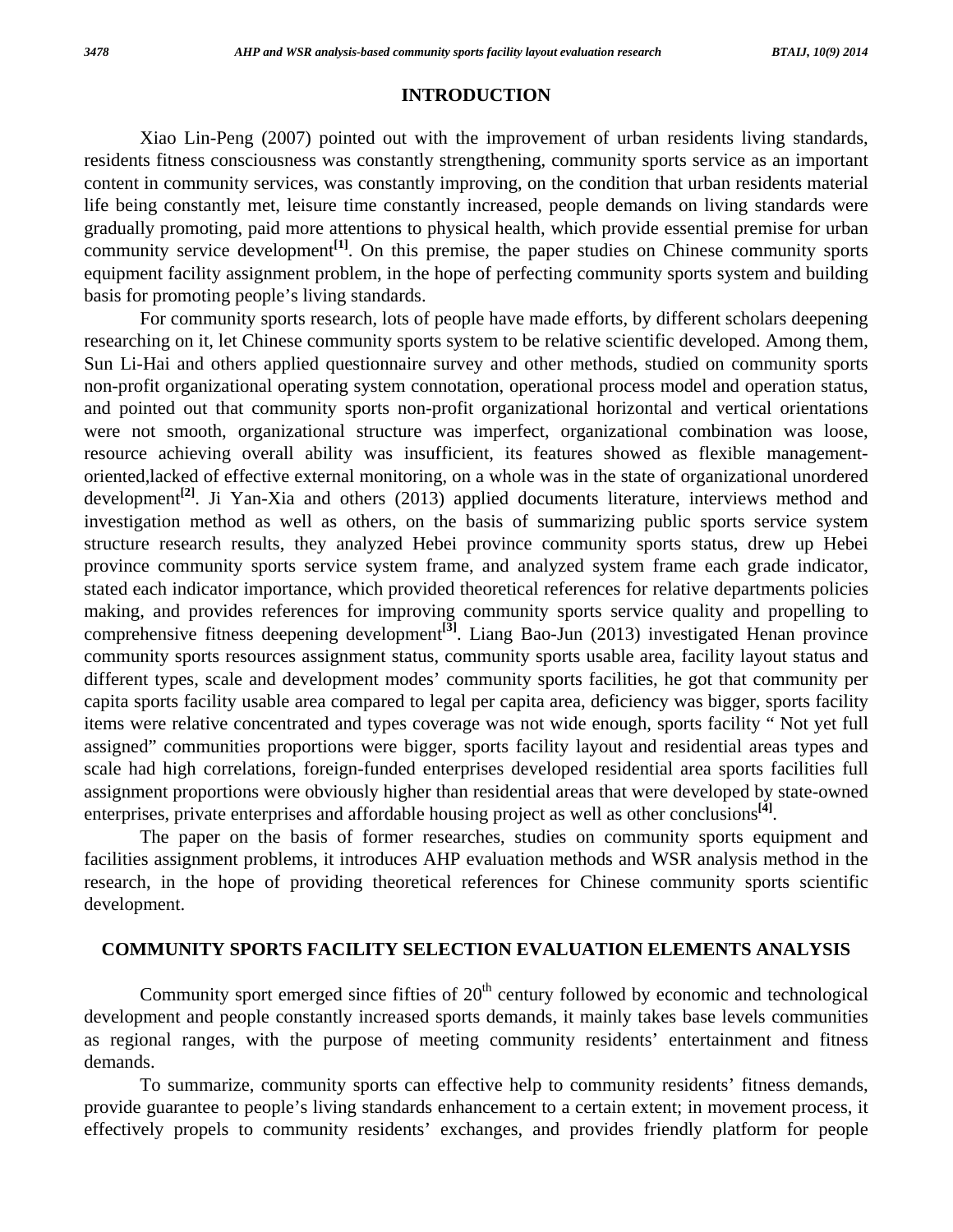## INTRODUCTION

Xiao Lin-Peng (2007) pointed out with the improvement of urban residents living standards, residents fitness consciousness was constantly strengthening, community sports service as an important content in community services, was constantly improving, on the condition that urban residents material life being constantly met, leisure time constantly increased, people demands on living standards were gradually promoting, paid more attentions to physical health, which provide essential premise for urban community service development[1]. On this premise, the paper studies on Chinese community sports equipment facility assignment problem, in the hope of perfecting community sports system and building basis for promoting people's living standards.

For community sports research, lots of people have made efforts, by different scholars deepening researching on it, let Chinese community sports system to be relative scientific developed. Among them, Sun Li-Hai and others applied questionnaire survey and other methods, studied on community sports non-profit organizational operating system connotation, operational process model and operation status, and pointed out that community sports non-profit organizational horizontal and vertical orientations were not smooth, organizational structure was imperfect, organizational combination was loose, resource achieving overall ability was insufficient, its features showed as flexible management-oriented,lacked of effective external monitoring, on a whole was in the state of organizational unordered development[2]. Ji Yan-Xia and others (2013) applied documents literature, interviews method and investigation method as well as others, on the basis of summarizing public sports service system structure research results, they analyzed Hebei province community sports status, drew up Hebei province community sports service system frame, and analyzed system frame each grade indicator, stated each indicator importance, which provided theoretical references for relative departments policies making, and provides references for improving community sports service quality and propelling to comprehensive fitness deepening development[3]. Liang Bao-Jun (2013) investigated Henan province community sports resources assignment status, community sports usable area, facility layout status and different types, scale and development modes' community sports facilities, he got that community per capita sports facility usable area compared to legal per capita area, deficiency was bigger, sports facility items were relative concentrated and types coverage was not wide enough, sports facility " Not yet full assigned" communities proportions were bigger, sports facility layout and residential areas types and scale had high correlations, foreign-funded enterprises developed residential area sports facilities full assignment proportions were obviously higher than residential areas that were developed by state-owned enterprises, private enterprises and affordable housing project as well as other conclusions[4].

The paper on the basis of former researches, studies on community sports equipment and facilities assignment problems, it introduces AHP evaluation methods and WSR analysis method in the research, in the hope of providing theoretical references for Chinese community sports scientific development.

## COMMUNITY SPORTS FACILITY SELECTION EVALUATION ELEMENTS ANALYSIS

Community sport emerged since fifties of 20th century followed by economic and technological development and people constantly increased sports demands, it mainly takes base levels communities as regional ranges, with the purpose of meeting community residents' entertainment and fitness demands.

To summarize, community sports can effective help to community residents' fitness demands, provide guarantee to people's living standards enhancement to a certain extent; in movement process, it effectively propels to community residents' exchanges, and provides friendly platform for people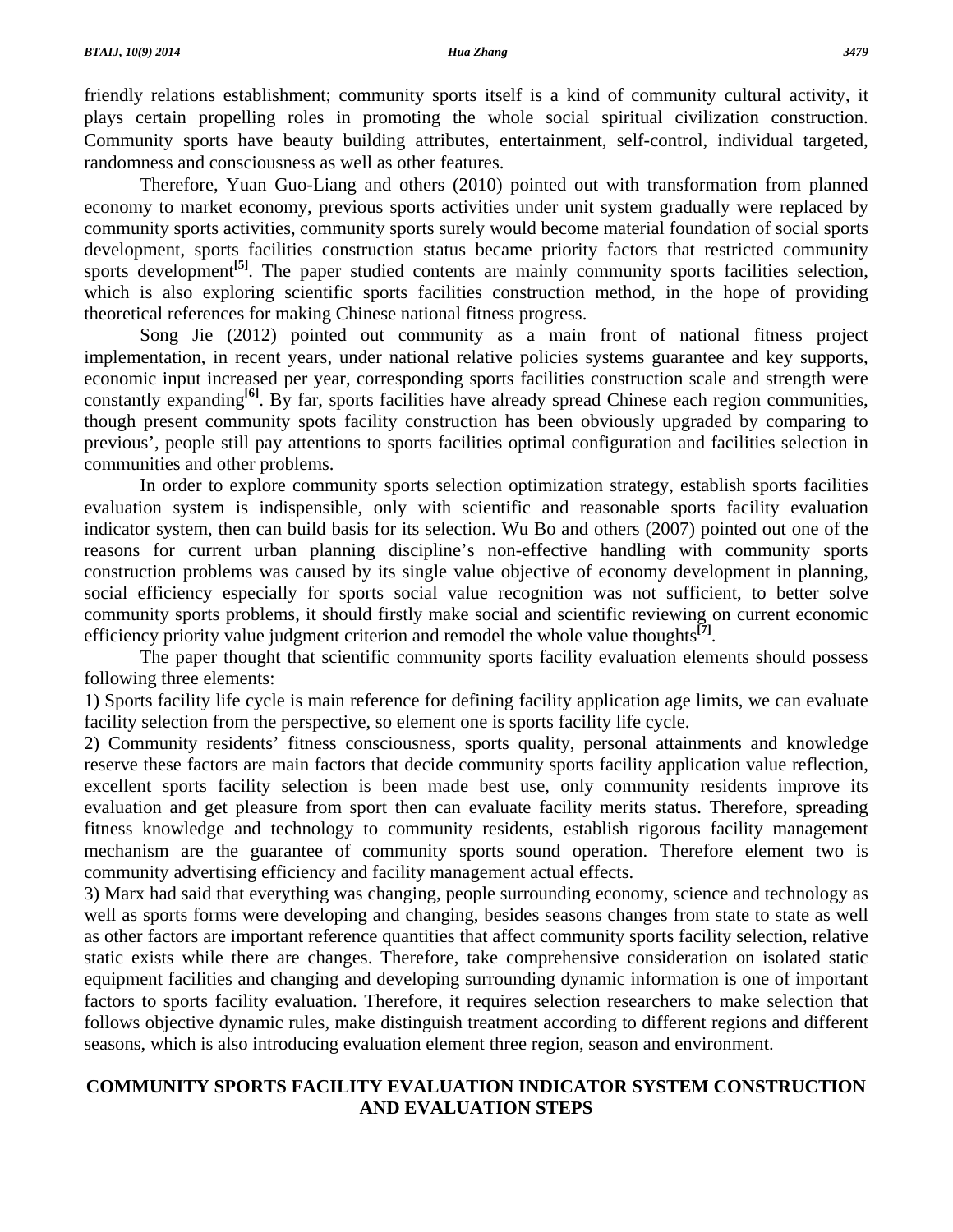friendly relations establishment; community sports itself is a kind of community cultural activity, it plays certain propelling roles in promoting the whole social spiritual civilization construction. Community sports have beauty building attributes, entertainment, self-control, individual targeted, randomness and consciousness as well as other features.

Therefore, Yuan Guo-Liang and others (2010) pointed out with transformation from planned economy to market economy, previous sports activities under unit system gradually were replaced by community sports activities, community sports surely would become material foundation of social sports development, sports facilities construction status became priority factors that restricted community sports development[5]. The paper studied contents are mainly community sports facilities selection, which is also exploring scientific sports facilities construction method, in the hope of providing theoretical references for making Chinese national fitness progress.

Song Jie (2012) pointed out community as a main front of national fitness project implementation, in recent years, under national relative policies systems guarantee and key supports, economic input increased per year, corresponding sports facilities construction scale and strength were constantly expanding[6]. By far, sports facilities have already spread Chinese each region communities, though present community spots facility construction has been obviously upgraded by comparing to previous', people still pay attentions to sports facilities optimal configuration and facilities selection in communities and other problems.

In order to explore community sports selection optimization strategy, establish sports facilities evaluation system is indispensible, only with scientific and reasonable sports facility evaluation indicator system, then can build basis for its selection. Wu Bo and others (2007) pointed out one of the reasons for current urban planning discipline's non-effective handling with community sports construction problems was caused by its single value objective of economy development in planning, social efficiency especially for sports social value recognition was not sufficient, to better solve community sports problems, it should firstly make social and scientific reviewing on current economic efficiency priority value judgment criterion and remodel the whole value thoughts[7].

The paper thought that scientific community sports facility evaluation elements should possess following three elements:

1) Sports facility life cycle is main reference for defining facility application age limits, we can evaluate facility selection from the perspective, so element one is sports facility life cycle.

2) Community residents' fitness consciousness, sports quality, personal attainments and knowledge reserve these factors are main factors that decide community sports facility application value reflection, excellent sports facility selection is been made best use, only community residents improve its evaluation and get pleasure from sport then can evaluate facility merits status. Therefore, spreading fitness knowledge and technology to community residents, establish rigorous facility management mechanism are the guarantee of community sports sound operation. Therefore element two is community advertising efficiency and facility management actual effects.

3) Marx had said that everything was changing, people surrounding economy, science and technology as well as sports forms were developing and changing, besides seasons changes from state to state as well as other factors are important reference quantities that affect community sports facility selection, relative static exists while there are changes. Therefore, take comprehensive consideration on isolated static equipment facilities and changing and developing surrounding dynamic information is one of important factors to sports facility evaluation. Therefore, it requires selection researchers to make selection that follows objective dynamic rules, make distinguish treatment according to different regions and different seasons, which is also introducing evaluation element three region, season and environment.

## COMMUNITY SPORTS FACILITY EVALUATION INDICATOR SYSTEM CONSTRUCTION AND EVALUATION STEPS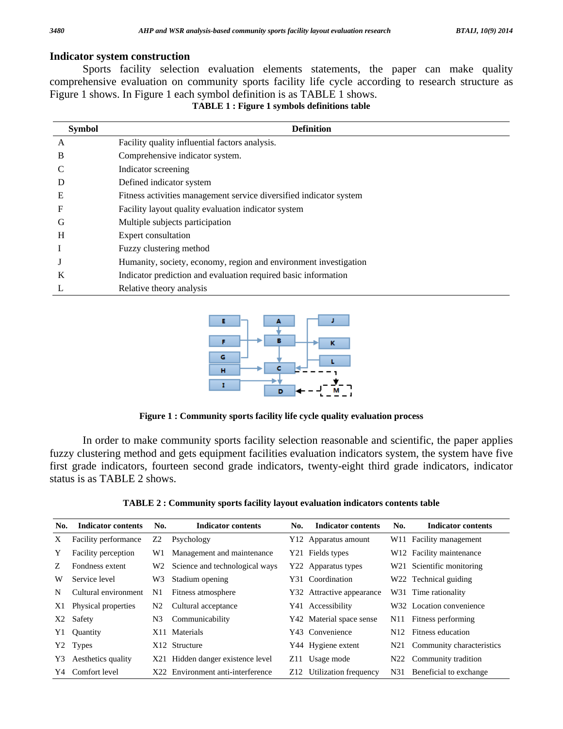## Indicator system construction

Sports facility selection evaluation elements statements, the paper can make quality comprehensive evaluation on community sports facility life cycle according to research structure as Figure 1 shows. In Figure 1 each symbol definition is as TABLE 1 shows.

**TABLE 1 : Figure 1 symbols definitions table**

| Symbol | Definition |
|---|---|
| A | Facility quality influential factors analysis. |
| B | Comprehensive indicator system. |
| C | Indicator screening |
| D | Defined indicator system |
| E | Fitness activities management service diversified indicator system |
| F | Facility layout quality evaluation indicator system |
| G | Multiple subjects participation |
| H | Expert consultation |
| I | Fuzzy clustering method |
| J | Humanity, society, economy, region and environment investigation |
| K | Indicator prediction and evaluation required basic information |
| L | Relative theory analysis |

**Figure 1 : Community sports facility life cycle quality evaluation process**

In order to make community sports facility selection reasonable and scientific, the paper applies fuzzy clustering method and gets equipment facilities evaluation indicators system, the system have five first grade indicators, fourteen second grade indicators, twenty-eight third grade indicators, indicator status is as TABLE 2 shows.

**TABLE 2 : Community sports facility layout evaluation indicators contents table**

| No. | Indicator contents | No. | Indicator contents | No. | Indicator contents | No. | Indicator contents |
|---|---|---|---|---|---|---|---|
| X | Facility performance | Z2 | Psychology | Y12 | Apparatus amount | W11 | Facility management |
| Y | Facility perception | W1 | Management and maintenance | Y21 | Fields types | W12 | Facility maintenance |
| Z | Fondness extent | W2 | Science and technological ways | Y22 | Apparatus types | W21 | Scientific monitoring |
| W | Service level | W3 | Stadium opening | Y31 | Coordination | W22 | Technical guiding |
| N | Cultural environment | N1 | Fitness atmosphere | Y32 | Attractive appearance | W31 | Time rationality |
| X1 | Physical properties | N2 | Cultural acceptance | Y41 | Accessibility | W32 | Location convenience |
| X2 | Safety | N3 | Communicability | Y42 | Material space sense | N11 | Fitness performing |
| Y1 | Quantity | X11 | Materials | Y43 | Convenience | N12 | Fitness education |
| Y2 | Types | X12 | Structure | Y44 | Hygiene extent | N21 | Community characteristics |
| Y3 | Aesthetics quality | X21 | Hidden danger existence level | Z11 | Usage mode | N22 | Community tradition |
| Y4 | Comfort level | X22 | Environment anti-interference | Z12 | Utilization frequency | N31 | Beneficial to exchange |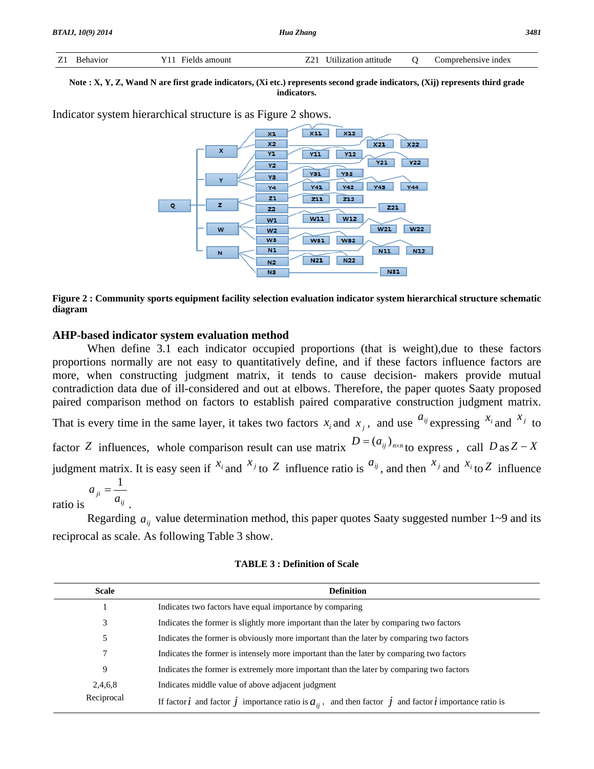| Z1 | Behavior | Y11 | Fields amount | Z21 | Utilization attitude | Q | Comprehensive index |
|---|---|---|---|---|---|---|---|

**Note : X, Y, Z, Wand N are first grade indicators, (Xi etc.) represents second grade indicators, (Xij) represents third grade indicators.**

Indicator system hierarchical structure is as Figure 2 shows.

**Figure 2 : Community sports equipment facility selection evaluation indicator system hierarchical structure schematic diagram**

## AHP-based indicator system evaluation method

When define 3.1 each indicator occupied proportions (that is weight),due to these factors proportions normally are not easy to quantitatively define, and if these factors influence factors are more, when constructing judgment matrix, it tends to cause decision- makers provide mutual contradiction data due of ill-considered and out at elbows. Therefore, the paper quotes Saaty proposed paired comparison method on factors to establish paired comparative construction judgment matrix. That is every time in the same layer, it takes two factors $x_i$ and $x_j$, and use $a_{ij}$ expressing $x_i$ and $x_j$ to factor $Z$ influences, whole comparison result can use matrix $D=(a_{ij})_{n\times n}$ to express , call $D$ as $Z-X$ judgment matrix. It is easy seen if $x_i$ and $x_j$ to $Z$ influence ratio is $a_{ij}$, and then $x_j$ and $x_i$ to $Z$ influence ratio is $a_{ji}=\dfrac{1}{a_{ij}}$.

Regarding $a_{ij}$ value determination method, this paper quotes Saaty suggested number 1~9 and its reciprocal as scale. As following Table 3 show.

**TABLE 3 : Definition of Scale**

| Scale | Definition |
|---|---|
| 1 | Indicates two factors have equal importance by comparing |
| 3 | Indicates the former is slightly more important than the later by comparing two factors |
| 5 | Indicates the former is obviously more important than the later by comparing two factors |
| 7 | Indicates the former is intensely more important than the later by comparing two factors |
| 9 | Indicates the former is extremely more important than the later by comparing two factors |
| 2,4,6,8 | Indicates middle value of above adjacent judgment |
| Reciprocal | If factor $i$ and factor $j$ importance ratio is $a_{ij}$, and then factor $j$ and factor $i$ importance ratio is |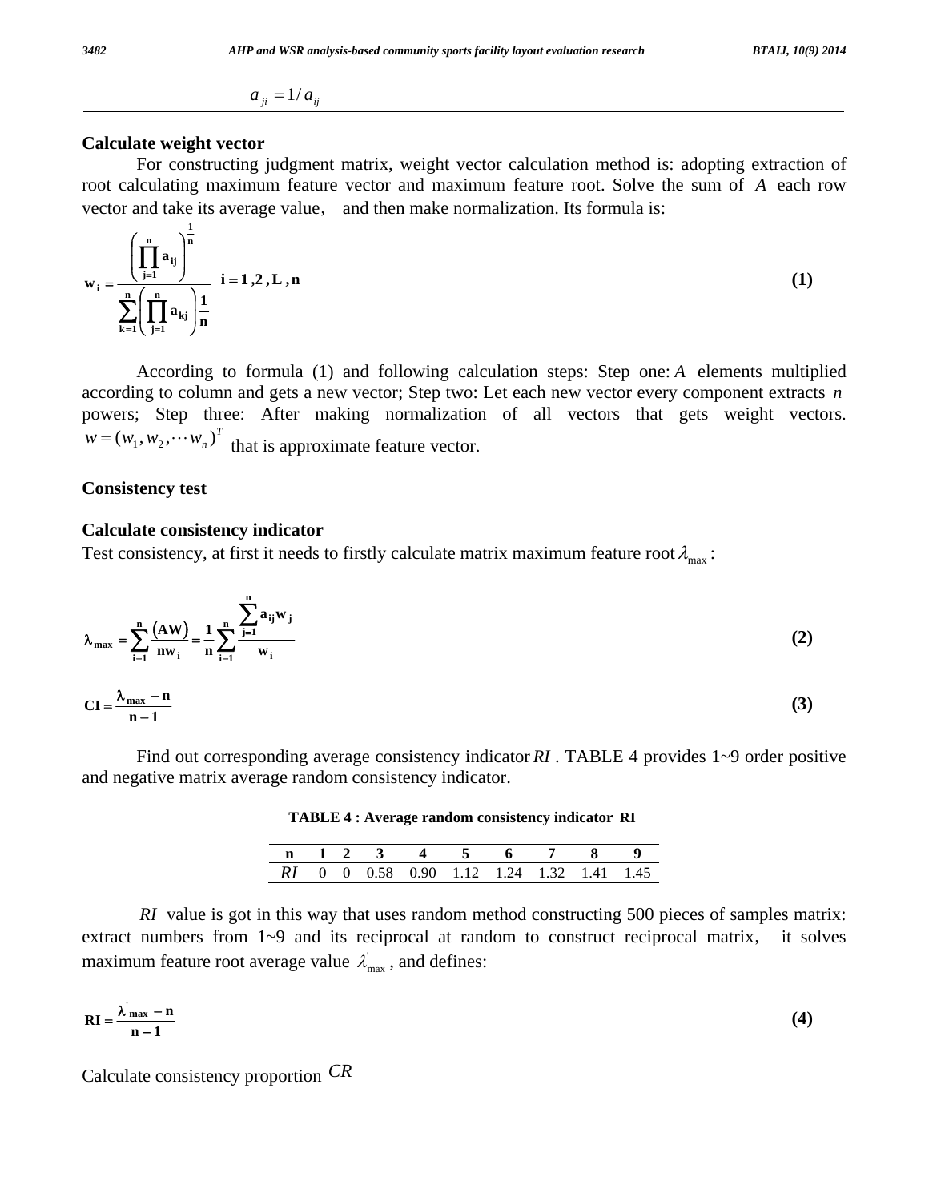$$a_{ji} = 1/a_{ij}$$

### Calculate weight vector

For constructing judgment matrix, weight vector calculation method is: adopting extraction of root calculating maximum feature vector and maximum feature root. Solve the sum of $A$ each row vector and take its average value, and then make normalization. Its formula is:

$$\mathbf{w_i} = \frac{\left(\prod_{j=1}^{n} a_{ij}\right)^{\frac{1}{n}}}{\sum_{k=1}^{n}\left(\prod_{j=1}^{n} a_{kj}\right)\frac{1}{n}} \quad i = 1, 2, L, n \tag{1}$$

According to formula (1) and following calculation steps: Step one: $A$ elements multiplied according to column and gets a new vector; Step two: Let each new vector every component extracts $n$ powers; Step three: After making normalization of all vectors that gets weight vectors. $w = (w_1, w_2, \cdots w_n)^T$ that is approximate feature vector.

### Consistency test

### Calculate consistency indicator

Test consistency, at first it needs to firstly calculate matrix maximum feature root $\lambda_{\max}$:

$$\lambda_{\max} = \sum_{i-1}^{n} \frac{(AW)}{nw_i} = \frac{1}{n}\sum_{i-1}^{n} \frac{\sum_{j=1}^{n} a_{ij} w_j}{w_i} \tag{2}$$

$$CI = \frac{\lambda_{\max} - n}{n - 1} \tag{3}$$

Find out corresponding average consistency indicator $RI$. TABLE 4 provides 1~9 order positive and negative matrix average random consistency indicator.

**TABLE 4 : Average random consistency indicator RI**

| n | 1 | 2 | 3 | 4 | 5 | 6 | 7 | 8 | 9 |
|---|---|---|---|---|---|---|---|---|---|
| $RI$ | 0 | 0 | 0.58 | 0.90 | 1.12 | 1.24 | 1.32 | 1.41 | 1.45 |

$RI$ value is got in this way that uses random method constructing 500 pieces of samples matrix: extract numbers from 1~9 and its reciprocal at random to construct reciprocal matrix, it solves maximum feature root average value $\lambda'_{\max}$, and defines:

$$RI = \frac{\lambda'_{\max} - n}{n - 1} \tag{4}$$

Calculate consistency proportion $CR$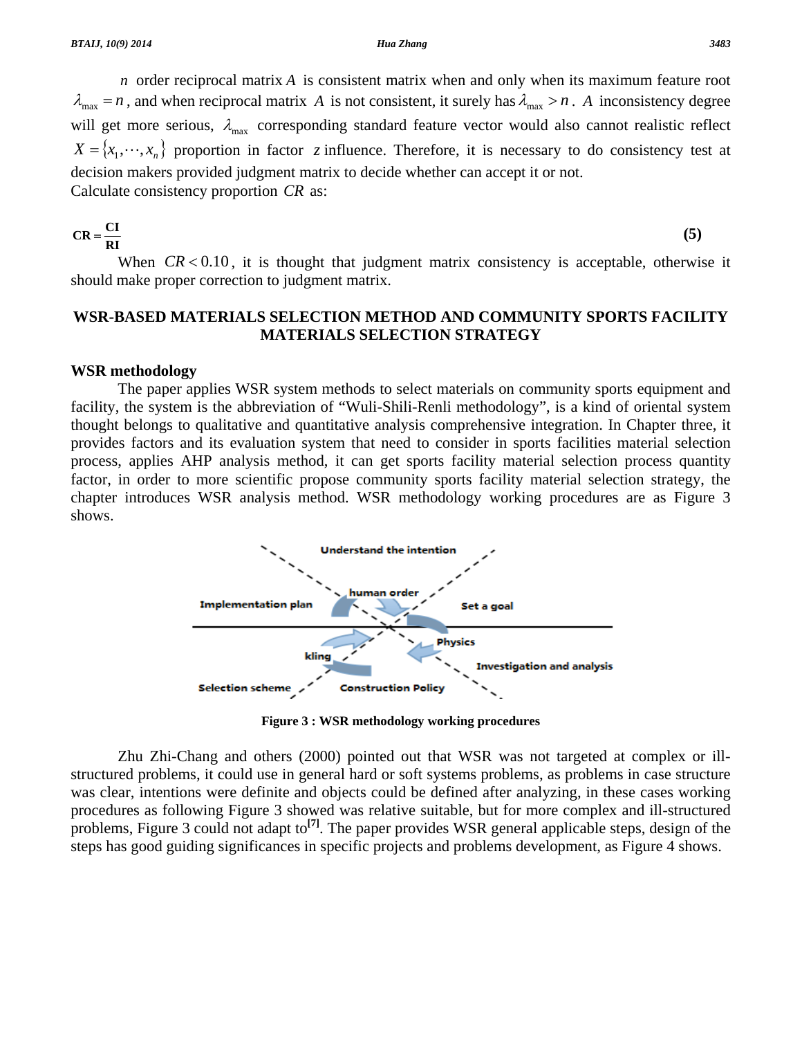$n$ order reciprocal matrix $A$ is consistent matrix when and only when its maximum feature root $\lambda_{\max} = n$, and when reciprocal matrix $A$ is not consistent, it surely has $\lambda_{\max} > n$. $A$ inconsistency degree will get more serious, $\lambda_{\max}$ corresponding standard feature vector would also cannot realistic reflect $X = \{x_1, \cdots, x_n\}$ proportion in factor $z$ influence. Therefore, it is necessary to do consistency test at decision makers provided judgment matrix to decide whether can accept it or not.
Calculate consistency proportion $CR$ as:

$$\mathbf{CR} = \frac{\mathbf{CI}}{\mathbf{RI}} \tag{5}$$

When $CR < 0.10$, it is thought that judgment matrix consistency is acceptable, otherwise it should make proper correction to judgment matrix.

## WSR-BASED MATERIALS SELECTION METHOD AND COMMUNITY SPORTS FACILITY MATERIALS SELECTION STRATEGY

### WSR methodology

The paper applies WSR system methods to select materials on community sports equipment and facility, the system is the abbreviation of "Wuli-Shili-Renli methodology", is a kind of oriental system thought belongs to qualitative and quantitative analysis comprehensive integration. In Chapter three, it provides factors and its evaluation system that need to consider in sports facilities material selection process, applies AHP analysis method, it can get sports facility material selection process quantity factor, in order to more scientific propose community sports facility material selection strategy, the chapter introduces WSR analysis method. WSR methodology working procedures are as Figure 3 shows.

**Figure 3 : WSR methodology working procedures**

Zhu Zhi-Chang and others (2000) pointed out that WSR was not targeted at complex or ill-structured problems, it could use in general hard or soft systems problems, as problems in case structure was clear, intentions were definite and objects could be defined after analyzing, in these cases working procedures as following Figure 3 showed was relative suitable, but for more complex and ill-structured problems, Figure 3 could not adapt to[7]. The paper provides WSR general applicable steps, design of the steps has good guiding significances in specific projects and problems development, as Figure 4 shows.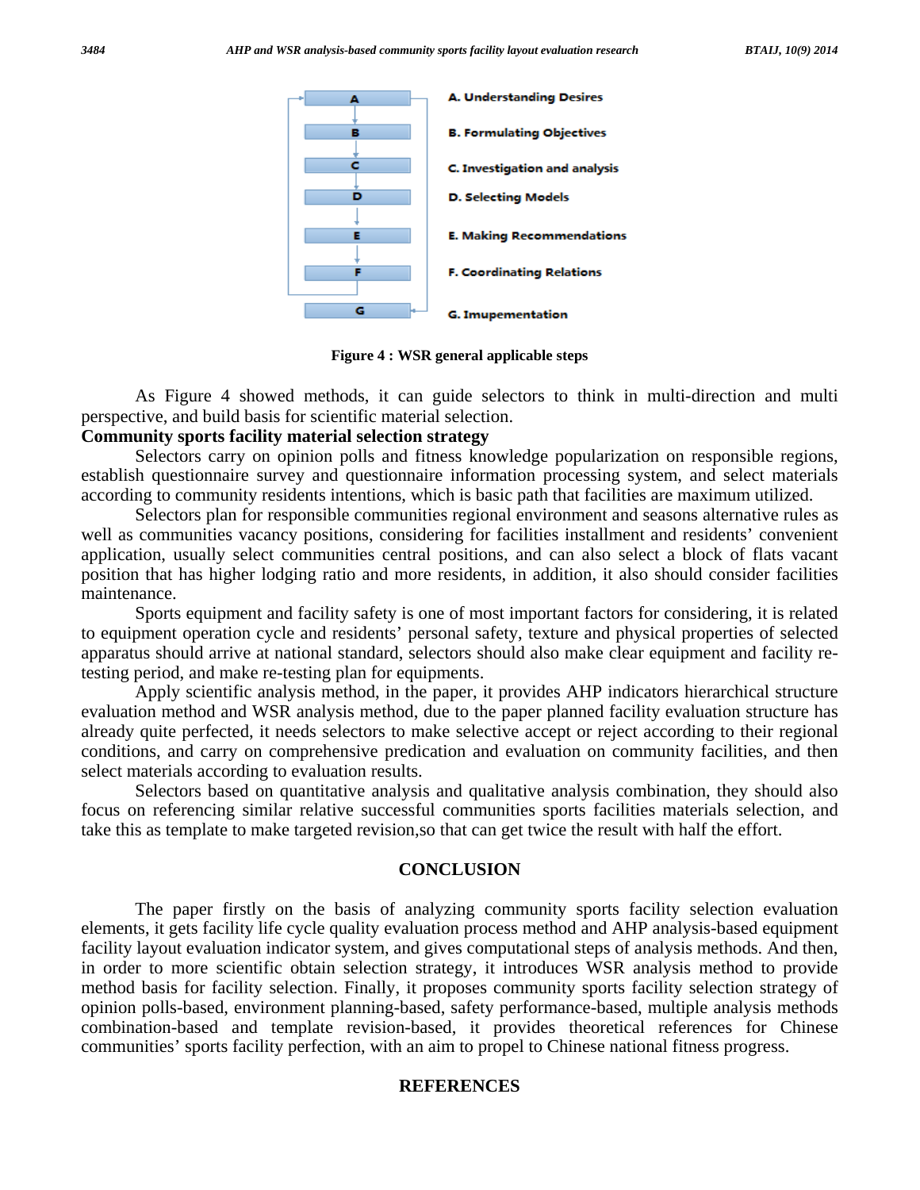A. Understanding Desires

B. Formulating Objectives

C. Investigation and analysis

D. Selecting Models

E. Making Recommendations

F. Coordinating Relations

G. Imupementation

**Figure 4 : WSR general applicable steps**

As Figure 4 showed methods, it can guide selectors to think in multi-direction and multi perspective, and build basis for scientific material selection.

**Community sports facility material selection strategy**

Selectors carry on opinion polls and fitness knowledge popularization on responsible regions, establish questionnaire survey and questionnaire information processing system, and select materials according to community residents intentions, which is basic path that facilities are maximum utilized.

Selectors plan for responsible communities regional environment and seasons alternative rules as well as communities vacancy positions, considering for facilities installment and residents' convenient application, usually select communities central positions, and can also select a block of flats vacant position that has higher lodging ratio and more residents, in addition, it also should consider facilities maintenance.

Sports equipment and facility safety is one of most important factors for considering, it is related to equipment operation cycle and residents' personal safety, texture and physical properties of selected apparatus should arrive at national standard, selectors should also make clear equipment and facility re-testing period, and make re-testing plan for equipments.

Apply scientific analysis method, in the paper, it provides AHP indicators hierarchical structure evaluation method and WSR analysis method, due to the paper planned facility evaluation structure has already quite perfected, it needs selectors to make selective accept or reject according to their regional conditions, and carry on comprehensive predication and evaluation on community facilities, and then select materials according to evaluation results.

Selectors based on quantitative analysis and qualitative analysis combination, they should also focus on referencing similar relative successful communities sports facilities materials selection, and take this as template to make targeted revision,so that can get twice the result with half the effort.

## CONCLUSION

The paper firstly on the basis of analyzing community sports facility selection evaluation elements, it gets facility life cycle quality evaluation process method and AHP analysis-based equipment facility layout evaluation indicator system, and gives computational steps of analysis methods. And then, in order to more scientific obtain selection strategy, it introduces WSR analysis method to provide method basis for facility selection. Finally, it proposes community sports facility selection strategy of opinion polls-based, environment planning-based, safety performance-based, multiple analysis methods combination-based and template revision-based, it provides theoretical references for Chinese communities' sports facility perfection, with an aim to propel to Chinese national fitness progress.

## REFERENCES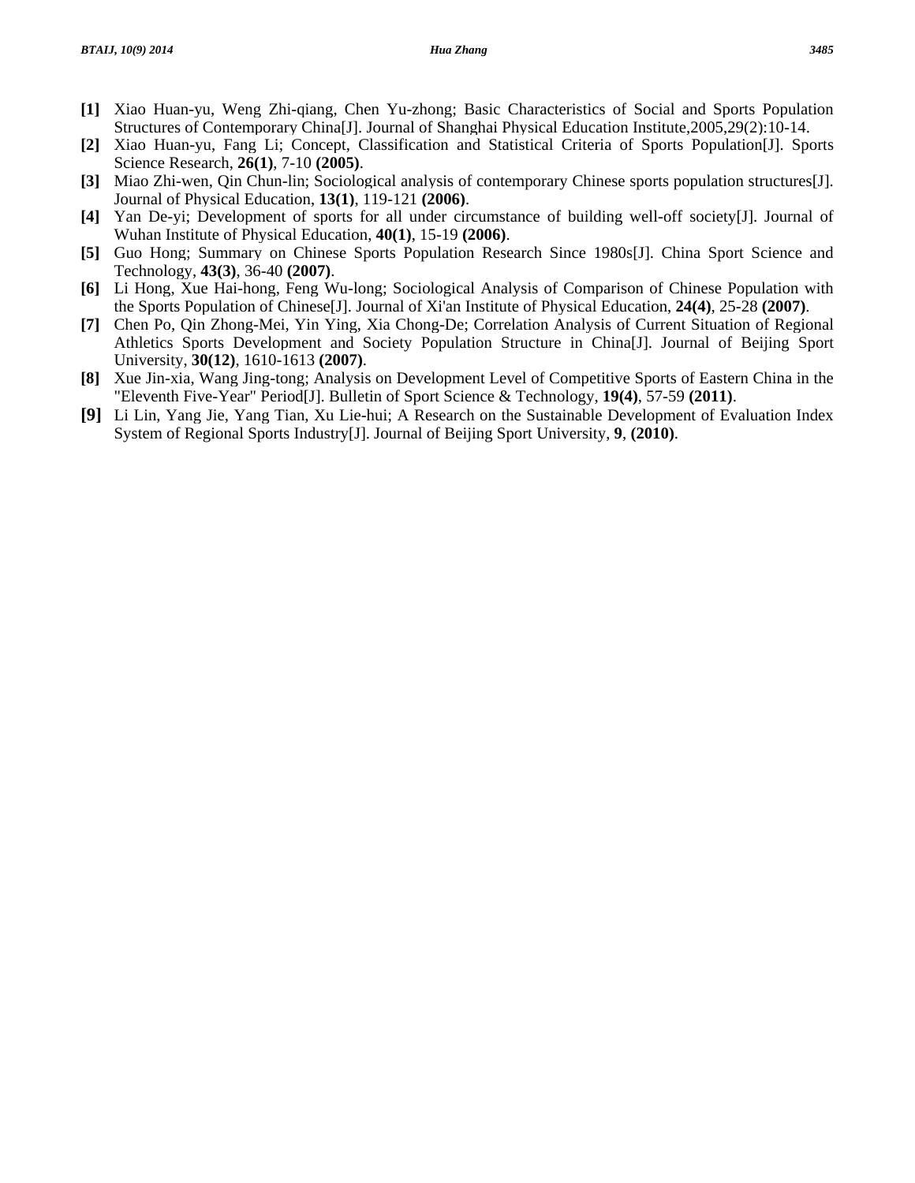**[1]** Xiao Huan-yu, Weng Zhi-qiang, Chen Yu-zhong; Basic Characteristics of Social and Sports Population Structures of Contemporary China[J]. Journal of Shanghai Physical Education Institute,2005,29(2):10-14.

**[2]** Xiao Huan-yu, Fang Li; Concept, Classification and Statistical Criteria of Sports Population[J]. Sports Science Research, **26(1)**, 7-10 **(2005)**.

**[3]** Miao Zhi-wen, Qin Chun-lin; Sociological analysis of contemporary Chinese sports population structures[J]. Journal of Physical Education, **13(1)**, 119-121 **(2006)**.

**[4]** Yan De-yi; Development of sports for all under circumstance of building well-off society[J]. Journal of Wuhan Institute of Physical Education, **40(1)**, 15-19 **(2006)**.

**[5]** Guo Hong; Summary on Chinese Sports Population Research Since 1980s[J]. China Sport Science and Technology, **43(3)**, 36-40 **(2007)**.

**[6]** Li Hong, Xue Hai-hong, Feng Wu-long; Sociological Analysis of Comparison of Chinese Population with the Sports Population of Chinese[J]. Journal of Xi'an Institute of Physical Education, **24(4)**, 25-28 **(2007)**.

**[7]** Chen Po, Qin Zhong-Mei, Yin Ying, Xia Chong-De; Correlation Analysis of Current Situation of Regional Athletics Sports Development and Society Population Structure in China[J]. Journal of Beijing Sport University, **30(12)**, 1610-1613 **(2007)**.

**[8]** Xue Jin-xia, Wang Jing-tong; Analysis on Development Level of Competitive Sports of Eastern China in the "Eleventh Five-Year" Period[J]. Bulletin of Sport Science & Technology, **19(4)**, 57-59 **(2011)**.

**[9]** Li Lin, Yang Jie, Yang Tian, Xu Lie-hui; A Research on the Sustainable Development of Evaluation Index System of Regional Sports Industry[J]. Journal of Beijing Sport University, **9**, **(2010)**.